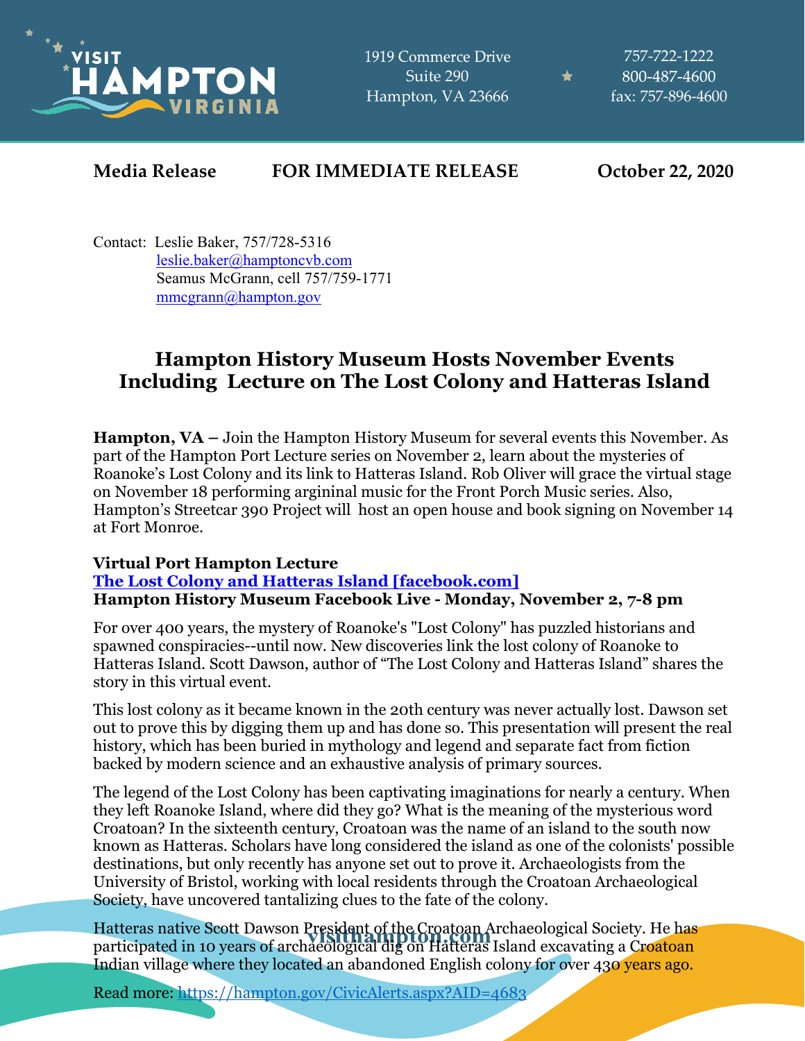VISIT HAMPTON VIRGINIA

1919 Commerce Drive
Suite 290
Hampton, VA 23666

757-722-1222
800-487-4600
fax: 757-896-4600

**Media Release** **FOR IMMEDIATE RELEASE** **October 22, 2020**

Contact: Leslie Baker, 757/728-5316
[leslie.baker@hamptoncvb.com](mailto:leslie.baker@hamptoncvb.com)
Seamus McGrann, cell 757/759-1771
[mmcgrann@hampton.gov](mailto:mmcgrann@hampton.gov)

# Hampton History Museum Hosts November Events Including Lecture on The Lost Colony and Hatteras Island

**Hampton, VA –** Join the Hampton History Museum for several events this November. As part of the Hampton Port Lecture series on November 2, learn about the mysteries of Roanoke's Lost Colony and its link to Hatteras Island. Rob Oliver will grace the virtual stage on November 18 performing argininal music for the Front Porch Music series. Also, Hampton's Streetcar 390 Project will host an open house and book signing on November 14 at Fort Monroe.

**Virtual Port Hampton Lecture**
**[The Lost Colony and Hatteras Island [facebook.com]]()**
**Hampton History Museum Facebook Live - Monday, November 2, 7-8 pm**

For over 400 years, the mystery of Roanoke's "Lost Colony" has puzzled historians and spawned conspiracies--until now. New discoveries link the lost colony of Roanoke to Hatteras Island. Scott Dawson, author of "The Lost Colony and Hatteras Island" shares the story in this virtual event.

This lost colony as it became known in the 20th century was never actually lost. Dawson set out to prove this by digging them up and has done so. This presentation will present the real history, which has been buried in mythology and legend and separate fact from fiction backed by modern science and an exhaustive analysis of primary sources.

The legend of the Lost Colony has been captivating imaginations for nearly a century. When they left Roanoke Island, where did they go? What is the meaning of the mysterious word Croatoan? In the sixteenth century, Croatoan was the name of an island to the south now known as Hatteras. Scholars have long considered the island as one of the colonists' possible destinations, but only recently has anyone set out to prove it. Archaeologists from the University of Bristol, working with local residents through the Croatoan Archaeological Society, have uncovered tantalizing clues to the fate of the colony.

Hatteras native Scott Dawson President of the Croatoan Archaeological Society. He has participated in 10 years of archaeological dig on Hatteras Island excavating a Croatoan Indian village where they located an abandoned English colony for over 430 years ago.

Read more: [https://hampton.gov/CivicAlerts.aspx?AID=4683](https://hampton.gov/CivicAlerts.aspx?AID=4683)

visithampton.com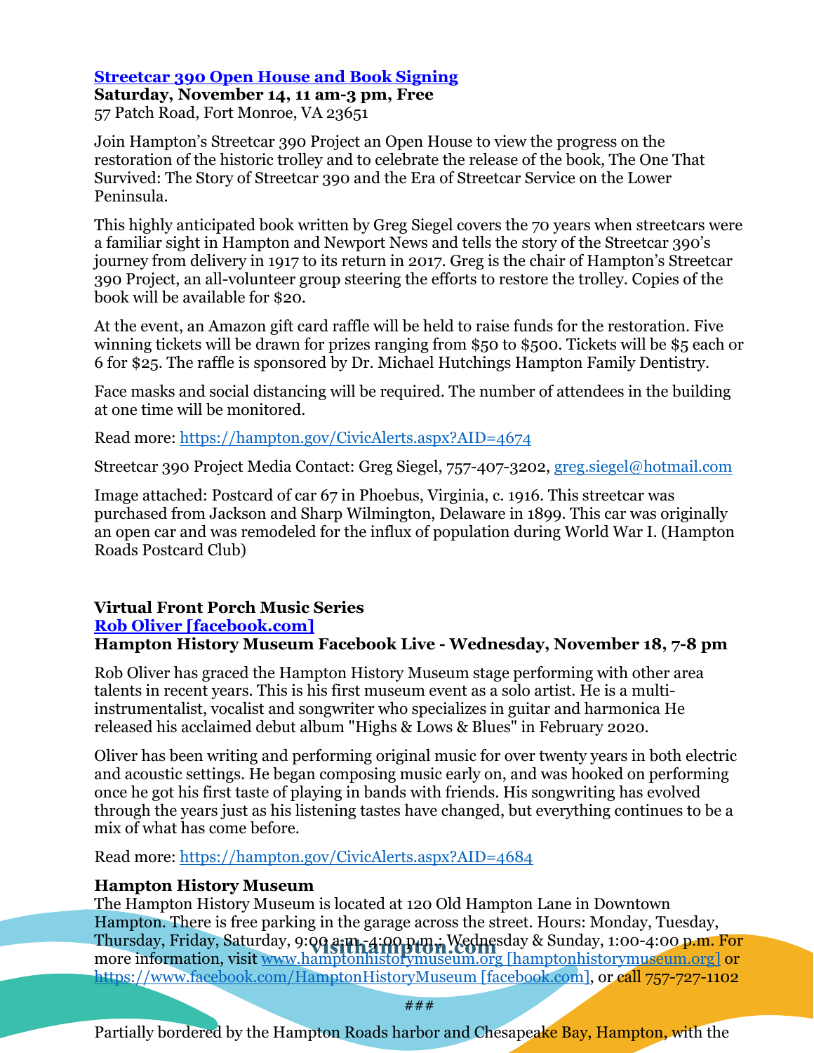**[Streetcar 390 Open House and Book Signing](https://hampton.gov/CivicAlerts.aspx?AID=4674)**
**Saturday, November 14, 11 am-3 pm, Free**
57 Patch Road, Fort Monroe, VA 23651

Join Hampton's Streetcar 390 Project an Open House to view the progress on the restoration of the historic trolley and to celebrate the release of the book, The One That Survived: The Story of Streetcar 390 and the Era of Streetcar Service on the Lower Peninsula.

This highly anticipated book written by Greg Siegel covers the 70 years when streetcars were a familiar sight in Hampton and Newport News and tells the story of the Streetcar 390's journey from delivery in 1917 to its return in 2017. Greg is the chair of Hampton's Streetcar 390 Project, an all-volunteer group steering the efforts to restore the trolley. Copies of the book will be available for $20.

At the event, an Amazon gift card raffle will be held to raise funds for the restoration. Five winning tickets will be drawn for prizes ranging from $50 to $500. Tickets will be $5 each or 6 for $25. The raffle is sponsored by Dr. Michael Hutchings Hampton Family Dentistry.

Face masks and social distancing will be required. The number of attendees in the building at one time will be monitored.

Read more: https://hampton.gov/CivicAlerts.aspx?AID=4674

Streetcar 390 Project Media Contact: Greg Siegel, 757-407-3202, greg.siegel@hotmail.com

Image attached: Postcard of car 67 in Phoebus, Virginia, c. 1916. This streetcar was purchased from Jackson and Sharp Wilmington, Delaware in 1899. This car was originally an open car and was remodeled for the influx of population during World War I. (Hampton Roads Postcard Club)

**Virtual Front Porch Music Series**
**Rob Oliver [facebook.com]**
**Hampton History Museum Facebook Live - Wednesday, November 18, 7-8 pm**

Rob Oliver has graced the Hampton History Museum stage performing with other area talents in recent years. This is his first museum event as a solo artist. He is a multi-instrumentalist, vocalist and songwriter who specializes in guitar and harmonica He released his acclaimed debut album "Highs & Lows & Blues" in February 2020.

Oliver has been writing and performing original music for over twenty years in both electric and acoustic settings. He began composing music early on, and was hooked on performing once he got his first taste of playing in bands with friends. His songwriting has evolved through the years just as his listening tastes have changed, but everything continues to be a mix of what has come before.

Read more: https://hampton.gov/CivicAlerts.aspx?AID=4684

**Hampton History Museum**
The Hampton History Museum is located at 120 Old Hampton Lane in Downtown Hampton. There is free parking in the garage across the street. Hours: Monday, Tuesday, Thursday, Friday, Saturday, 9:00 a.m.-4:00 p.m.; Wednesday & Sunday, 1:00-4:00 p.m. For more information, visit www.hamptonhistorymuseum.org [hamptonhistorymuseum.org] or https://www.facebook.com/HamptonHistoryMuseum [facebook.com], or call 757-727-1102

###

Partially bordered by the Hampton Roads harbor and Chesapeake Bay, Hampton, with the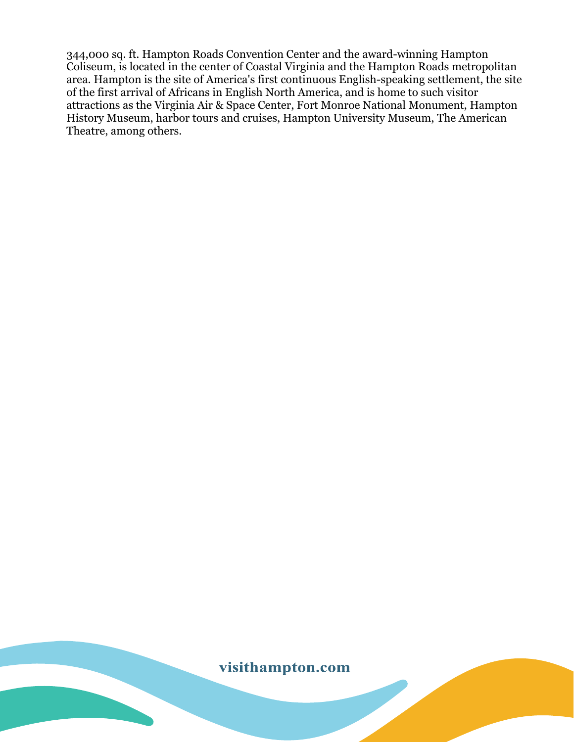344,000 sq. ft. Hampton Roads Convention Center and the award-winning Hampton Coliseum, is located in the center of Coastal Virginia and the Hampton Roads metropolitan area. Hampton is the site of America's first continuous English-speaking settlement, the site of the first arrival of Africans in English North America, and is home to such visitor attractions as the Virginia Air & Space Center, Fort Monroe National Monument, Hampton History Museum, harbor tours and cruises, Hampton University Museum, The American Theatre, among others.